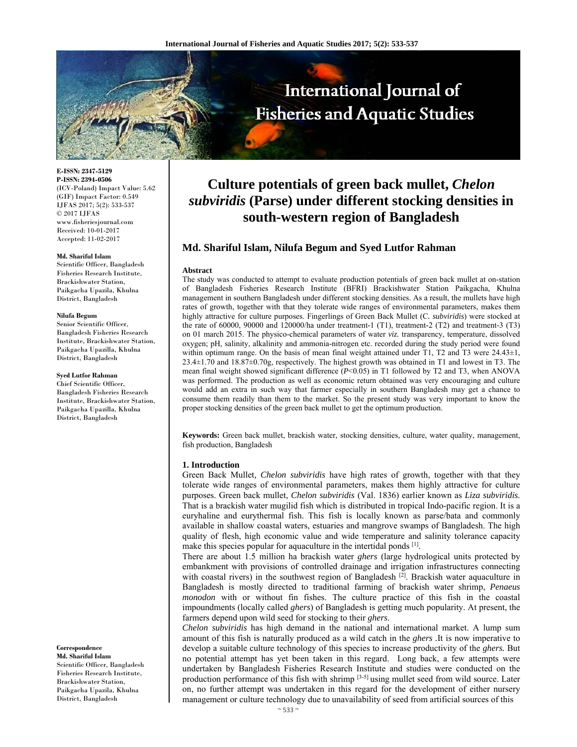E-ISSN: 2347-5129
P-ISSN: 2394-0506
(ICV-Poland) Impact Value: 5.62
(GIF) Impact Factor: 0.549
IJFAS 2017; 5(2): 533-537
© 2017 IJFAS
www.fisheriesjournal.com
Received: 10-01-2017
Accepted: 11-02-2017

**Md. Shariful Islam**
Scientific Officer, Bangladesh Fisheries Research Institute, Brackishwater Station, Paikgacha Upazila, Khulna District, Bangladesh

**Nilufa Begum**
Senior Scientific Officer, Bangladesh Fisheries Research Institute, Brackishwater Station, Paikgacha Upazilla, Khulna District, Bangladesh

**Syed Lutfor Rahman**
Chief Scientific Officer, Bangladesh Fisheries Research Institute, Brackishwater Station, Paikgacha Upazilla, Khulna District, Bangladesh

**Correspondence**
**Md. Shariful Islam**
Scientific Officer, Bangladesh Fisheries Research Institute, Brackishwater Station, Paikgacha Upazila, Khulna District, Bangladesh

# Culture potentials of green back mullet, *Chelon subviridis* (Parse) under different stocking densities in south-western region of Bangladesh

## Md. Shariful Islam, Nilufa Begum and Syed Lutfor Rahman

### Abstract

The study was conducted to attempt to evaluate production potentials of green back mullet at on-station of Bangladesh Fisheries Research Institute (BFRI) Brackishwater Station Paikgacha, Khulna management in southern Bangladesh under different stocking densities. As a result, the mullets have high rates of growth, together with that they tolerate wide ranges of environmental parameters, makes them highly attractive for culture purposes. Fingerlings of Green Back Mullet (C. *subviridis*) were stocked at the rate of 60000, 90000 and 120000/ha under treatment-1 (T1), treatment-2 (T2) and treatment-3 (T3) on 01 march 2015. The physico-chemical parameters of water *viz.* transparency, temperature, dissolved oxygen; pH, salinity, alkalinity and ammonia-nitrogen etc. recorded during the study period were found within optimum range. On the basis of mean final weight attained under T1, T2 and T3 were 24.43±1, 23.4±1.70 and 18.87±0.70g, respectively. The highest growth was obtained in T1 and lowest in T3. The mean final weight showed significant difference ($P<0.05$) in T1 followed by T2 and T3, when ANOVA was performed. The production as well as economic return obtained was very encouraging and culture would add an extra in such way that farmer especially in southern Bangladesh may get a chance to consume them readily than them to the market. So the present study was very important to know the proper stocking densities of the green back mullet to get the optimum production.

**Keywords:** Green back mullet, brackish water, stocking densities, culture, water quality, management, fish production, Bangladesh

### 1. Introduction

Green Back Mullet, *Chelon subviridis* have high rates of growth, together with that they tolerate wide ranges of environmental parameters, makes them highly attractive for culture purposes. Green back mullet, *Chelon subviridis* (Val. 1836) earlier known as *Liza subviridis.* That is a brackish water mugilid fish which is distributed in tropical Indo-pacific region. It is a euryhaline and eurythermal fish. This fish is locally known as parse/bata and commonly available in shallow coastal waters, estuaries and mangrove swamps of Bangladesh. The high quality of flesh, high economic value and wide temperature and salinity tolerance capacity make this species popular for aquaculture in the intertidal ponds [1].

There are about 1.5 million ha brackish water *ghers* (large hydrological units protected by embankment with provisions of controlled drainage and irrigation infrastructures connecting with coastal rivers) in the southwest region of Bangladesh [2]. Brackish water aquaculture in Bangladesh is mostly directed to traditional farming of brackish water shrimp, *Penaeus monodon* with or without fin fishes. The culture practice of this fish in the coastal impoundments (locally called *ghers*) of Bangladesh is getting much popularity. At present, the farmers depend upon wild seed for stocking to their *ghers*.

*Chelon subviridis* has high demand in the national and international market. A lump sum amount of this fish is naturally produced as a wild catch in the *ghers* .It is now imperative to develop a suitable culture technology of this species to increase productivity of the *ghers.* But no potential attempt has yet been taken in this regard. Long back, a few attempts were undertaken by Bangladesh Fisheries Research Institute and studies were conducted on the production performance of this fish with shrimp [3-5] using mullet seed from wild source. Later on, no further attempt was undertaken in this regard for the development of either nursery management or culture technology due to unavailability of seed from artificial sources of this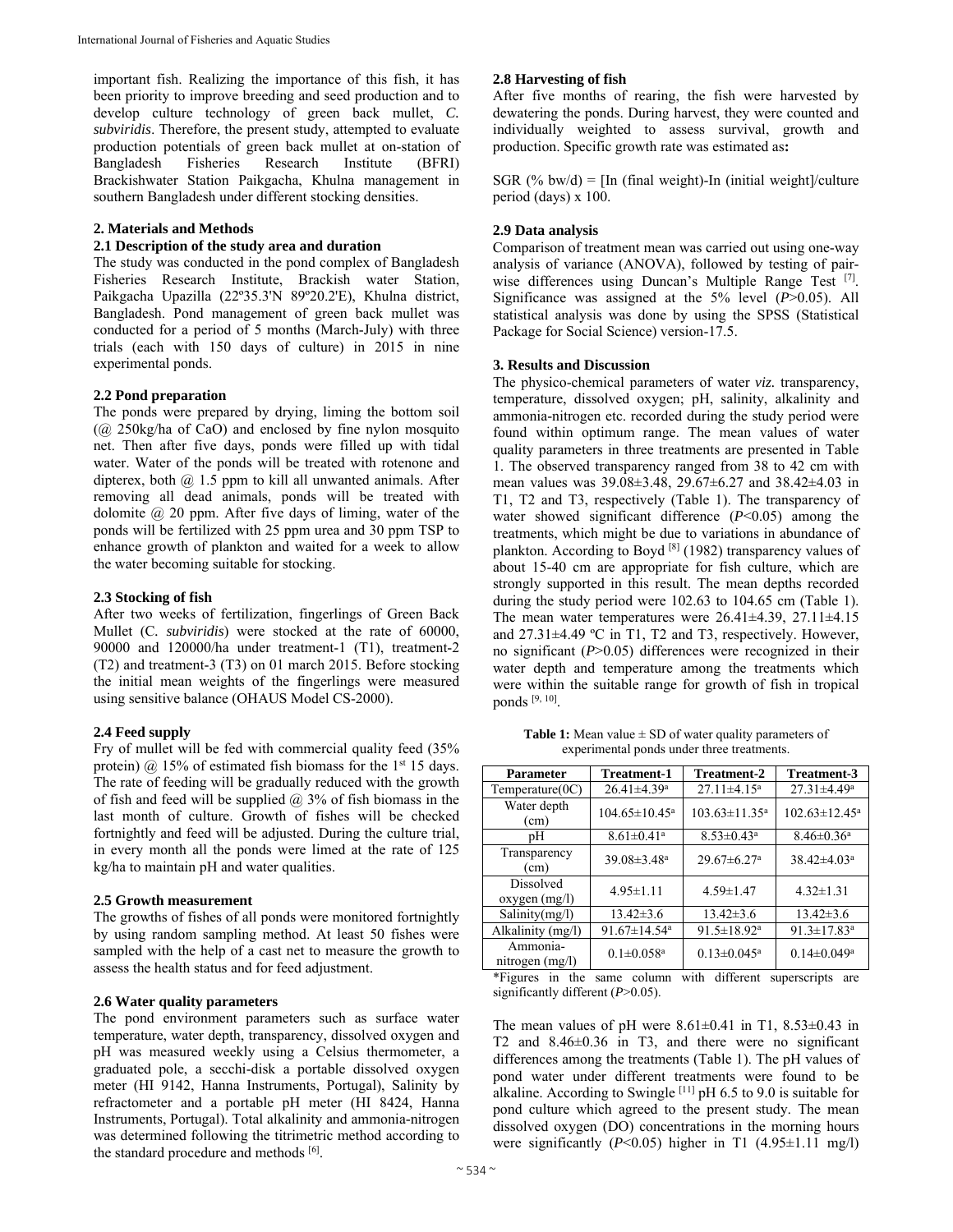important fish. Realizing the importance of this fish, it has been priority to improve breeding and seed production and to develop culture technology of green back mullet, *C. subviridis*. Therefore, the present study, attempted to evaluate production potentials of green back mullet at on-station of Bangladesh Fisheries Research Institute (BFRI) Brackishwater Station Paikgacha, Khulna management in southern Bangladesh under different stocking densities.

## 2. Materials and Methods

### 2.1 Description of the study area and duration

The study was conducted in the pond complex of Bangladesh Fisheries Research Institute, Brackish water Station, Paikgacha Upazilla (22º35.3'N 89º20.2'E), Khulna district, Bangladesh. Pond management of green back mullet was conducted for a period of 5 months (March-July) with three trials (each with 150 days of culture) in 2015 in nine experimental ponds.

### 2.2 Pond preparation

The ponds were prepared by drying, liming the bottom soil (@ 250kg/ha of CaO) and enclosed by fine nylon mosquito net. Then after five days, ponds were filled up with tidal water. Water of the ponds will be treated with rotenone and dipterex, both @ 1.5 ppm to kill all unwanted animals. After removing all dead animals, ponds will be treated with dolomite @ 20 ppm. After five days of liming, water of the ponds will be fertilized with 25 ppm urea and 30 ppm TSP to enhance growth of plankton and waited for a week to allow the water becoming suitable for stocking.

### 2.3 Stocking of fish

After two weeks of fertilization, fingerlings of Green Back Mullet (C. *subviridis*) were stocked at the rate of 60000, 90000 and 120000/ha under treatment-1 (T1), treatment-2 (T2) and treatment-3 (T3) on 01 march 2015. Before stocking the initial mean weights of the fingerlings were measured using sensitive balance (OHAUS Model CS-2000).

### 2.4 Feed supply

Fry of mullet will be fed with commercial quality feed (35% protein) @ 15% of estimated fish biomass for the 1st 15 days. The rate of feeding will be gradually reduced with the growth of fish and feed will be supplied @ 3% of fish biomass in the last month of culture. Growth of fishes will be checked fortnightly and feed will be adjusted. During the culture trial, in every month all the ponds were limed at the rate of 125 kg/ha to maintain pH and water qualities.

### 2.5 Growth measurement

The growths of fishes of all ponds were monitored fortnightly by using random sampling method. At least 50 fishes were sampled with the help of a cast net to measure the growth to assess the health status and for feed adjustment.

### 2.6 Water quality parameters

The pond environment parameters such as surface water temperature, water depth, transparency, dissolved oxygen and pH was measured weekly using a Celsius thermometer, a graduated pole, a secchi-disk a portable dissolved oxygen meter (HI 9142, Hanna Instruments, Portugal), Salinity by refractometer and a portable pH meter (HI 8424, Hanna Instruments, Portugal). Total alkalinity and ammonia-nitrogen was determined following the titrimetric method according to the standard procedure and methods [6].

### 2.8 Harvesting of fish

After five months of rearing, the fish were harvested by dewatering the ponds. During harvest, they were counted and individually weighted to assess survival, growth and production. Specific growth rate was estimated as**:**

SGR (% bw/d) = [In (final weight)-In (initial weight]/culture period (days) x 100.

### 2.9 Data analysis

Comparison of treatment mean was carried out using one-way analysis of variance (ANOVA), followed by testing of pair-wise differences using Duncan's Multiple Range Test [7]. Significance was assigned at the 5% level ($P$>0.05). All statistical analysis was done by using the SPSS (Statistical Package for Social Science) version-17.5.

## 3. Results and Discussion

The physico-chemical parameters of water *viz.* transparency, temperature, dissolved oxygen; pH, salinity, alkalinity and ammonia-nitrogen etc. recorded during the study period were found within optimum range. The mean values of water quality parameters in three treatments are presented in Table 1. The observed transparency ranged from 38 to 42 cm with mean values was 39.08±3.48, 29.67±6.27 and 38.42±4.03 in T1, T2 and T3, respectively (Table 1). The transparency of water showed significant difference ($P$<0.05) among the treatments, which might be due to variations in abundance of plankton. According to Boyd [8] (1982) transparency values of about 15-40 cm are appropriate for fish culture, which are strongly supported in this result. The mean depths recorded during the study period were 102.63 to 104.65 cm (Table 1). The mean water temperatures were 26.41±4.39, 27.11±4.15 and 27.31±4.49 ºC in T1, T2 and T3, respectively. However, no significant ($P$>0.05) differences were recognized in their water depth and temperature among the treatments which were within the suitable range for growth of fish in tropical ponds [9, 10].

**Table 1:** Mean value ± SD of water quality parameters of experimental ponds under three treatments.

| Parameter | Treatment-1 | Treatment-2 | Treatment-3 |
|---|---|---|---|
| Temperature(0C) | 26.41±4.39$^{a}$ | 27.11±4.15$^{a}$ | 27.31±4.49$^{a}$ |
| Water depth (cm) | 104.65±10.45$^{a}$ | 103.63±11.35$^{a}$ | 102.63±12.45$^{a}$ |
| pH | 8.61±0.41$^{a}$ | 8.53±0.43$^{a}$ | 8.46±0.36$^{a}$ |
| Transparency (cm) | 39.08±3.48$^{a}$ | 29.67±6.27$^{a}$ | 38.42±4.03$^{a}$ |
| Dissolved oxygen (mg/l) | 4.95±1.11 | 4.59±1.47 | 4.32±1.31 |
| Salinity(mg/l) | 13.42±3.6 | 13.42±3.6 | 13.42±3.6 |
| Alkalinity (mg/l) | 91.67±14.54$^{a}$ | 91.5±18.92$^{a}$ | 91.3±17.83$^{a}$ |
| Ammonia-nitrogen (mg/l) | 0.1±0.058$^{a}$ | 0.13±0.045$^{a}$ | 0.14±0.049$^{a}$ |

*Figures in the same column with different superscripts are significantly different ($P$>0.05).

The mean values of pH were 8.61±0.41 in T1, 8.53±0.43 in T2 and 8.46±0.36 in T3, and there were no significant differences among the treatments (Table 1). The pH values of pond water under different treatments were found to be alkaline. According to Swingle [11] pH 6.5 to 9.0 is suitable for pond culture which agreed to the present study. The mean dissolved oxygen (DO) concentrations in the morning hours were significantly ($P$<0.05) higher in T1 (4.95±1.11 mg/l)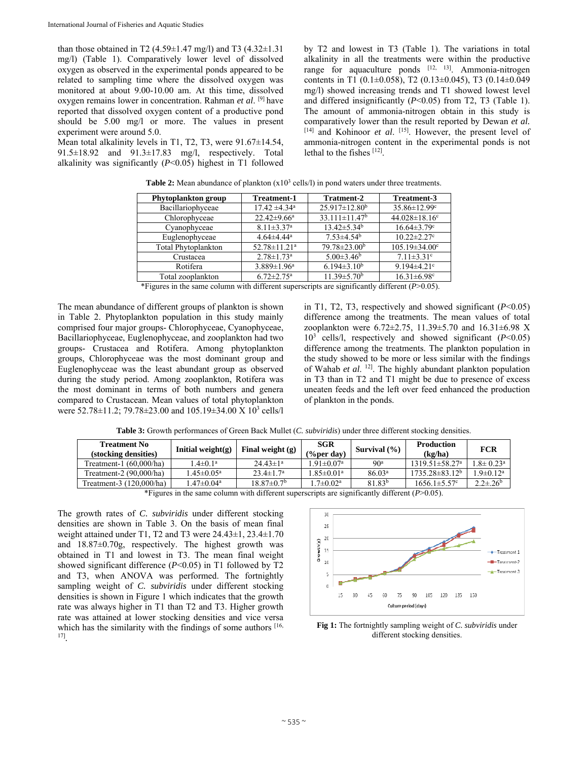than those obtained in T2 (4.59±1.47 mg/l) and T3 (4.32±1.31 mg/l) (Table 1). Comparatively lower level of dissolved oxygen as observed in the experimental ponds appeared to be related to sampling time where the dissolved oxygen was monitored at about 9.00-10.00 am. At this time, dissolved oxygen remains lower in concentration. Rahman *et al*. [9] have reported that dissolved oxygen content of a productive pond should be 5.00 mg/l or more. The values in present experiment were around 5.0.

Mean total alkalinity levels in T1, T2, T3, were 91.67±14.54, 91.5±18.92 and 91.3±17.83 mg/l, respectively. Total alkalinity was significantly ($P$<0.05) highest in T1 followed by T2 and lowest in T3 (Table 1). The variations in total alkalinity in all the treatments were within the productive range for aquaculture ponds [12, 13]. Ammonia-nitrogen contents in T1 (0.1±0.058), T2 (0.13±0.045), T3 (0.14±0.049 mg/l) showed increasing trends and T1 showed lowest level and differed insignificantly ($P$<0.05) from T2, T3 (Table 1). The amount of ammonia-nitrogen obtain in this study is comparatively lower than the result reported by Dewan *et al.* [14] and Kohinoor *et al*. [15]. However, the present level of ammonia-nitrogen content in the experimental ponds is not lethal to the fishes [12].

**Table 2:** Mean abundance of plankton ($x10^3$ cells/l) in pond waters under three treatments.

| Phytoplankton group | Treatment-1 | Tratment-2 | Treatment-3 |
|---|---|---|---|
| Bacillariophyceae | 17.42 ±4.34$^a$ | 25.917±12.80$^b$ | 35.86±12.99$^c$ |
| Chlorophyceae | 22.42±9.66$^a$ | 33.111±11.47$^b$ | 44.028±18.16$^c$ |
| Cyanophyceae | 8.11±3.37$^a$ | 13.42±5.34$^b$ | 16.64±3.79$^c$ |
| Euglenophyceae | 4.64±4.44$^a$ | 7.53±4.54$^b$ | 10.22±2.27$^c$ |
| Total Phytoplankton | 52.78±11.21$^a$ | 79.78±23.00$^b$ | 105.19±34.00$^c$ |
| Crustacea | 2.78±1.73$^a$ | 5.00±3.46$^b$ | 7.11±3.31$^c$ |
| Rotifera | 3.889±1.96$^a$ | 6.194±3.10$^b$ | 9.194±4.21$^c$ |
| Total zooplankton | 6.72±2.75$^a$ | 11.39±5.70$^b$ | 16.31±6.98$^c$ |

*Figures in the same column with different superscripts are significantly different ($P$>0.05).

The mean abundance of different groups of plankton is shown in Table 2. Phytoplankton population in this study mainly comprised four major groups- Chlorophyceae, Cyanophyceae, Bacillariophyceae, Euglenophyceae, and zooplankton had two groups- Crustacea and Rotifera. Among phytoplankton groups, Chlorophyceae was the most dominant group and Euglenophyceae was the least abundant group as observed during the study period. Among zooplankton, Rotifera was the most dominant in terms of both numbers and genera compared to Crustacean. Mean values of total phytoplankton were 52.78±11.2; 79.78±23.00 and 105.19±34.00 X $10^3$ cells/l in T1, T2, T3, respectively and showed significant ($P$<0.05) difference among the treatments. The mean values of total zooplankton were 6.72±2.75, 11.39±5.70 and 16.31±6.98 X $10^3$ cells/l, respectively and showed significant ($P$<0.05) difference among the treatments. The plankton population in the study showed to be more or less similar with the findings of Wahab *et al*. [12]. The highly abundant plankton population in T3 than in T2 and T1 might be due to presence of excess uneaten feeds and the left over feed enhanced the production of plankton in the ponds.

**Table 3:** Growth performances of Green Back Mullet (*C. subviridis*) under three different stocking densities.

| Treatment No (stocking densities) | Initial weight(g) | Final weight (g) | SGR (%per day) | Survival (%) | Production (kg/ha) | FCR |
|---|---|---|---|---|---|---|
| Treatment-1 (60,000/ha) | 1.4±0.1$^a$ | 24.43±1$^a$ | 1.91±0.07$^a$ | 90$^a$ | 1319.51±58.27$^a$ | 1.8± 0.23$^a$ |
| Treatment-2 (90,000/ha) | 1.45±0.05$^a$ | 23.4±1.7$^a$ | 1.85±0.01$^a$ | 86.03$^a$ | 1735.28±83.12$^b$ | 1.9±0.12$^a$ |
| Treatment-3 (120,000/ha) | 1.47±0.04$^a$ | 18.87±0.7$^b$ | 1.7±0.02$^a$ | 81.83$^b$ | 1656.1±5.57$^c$ | 2.2±.26$^b$ |

*Figures in the same column with different superscripts are significantly different ($P$>0.05).

The growth rates of *C. subviridis* under different stocking densities are shown in Table 3. On the basis of mean final weight attained under T1, T2 and T3 were 24.43±1, 23.4±1.70 and 18.87±0.70g, respectively. The highest growth was obtained in T1 and lowest in T3. The mean final weight showed significant difference ($P$<0.05) in T1 followed by T2 and T3, when ANOVA was performed. The fortnightly sampling weight of *C. subviridis* under different stocking densities is shown in Figure 1 which indicates that the growth rate was always higher in T1 than T2 and T3. Higher growth rate was attained at lower stocking densities and vice versa which has the similarity with the findings of some authors [16, 17].

**Fig 1:** The fortnightly sampling weight of *C. subviridis* under different stocking densities.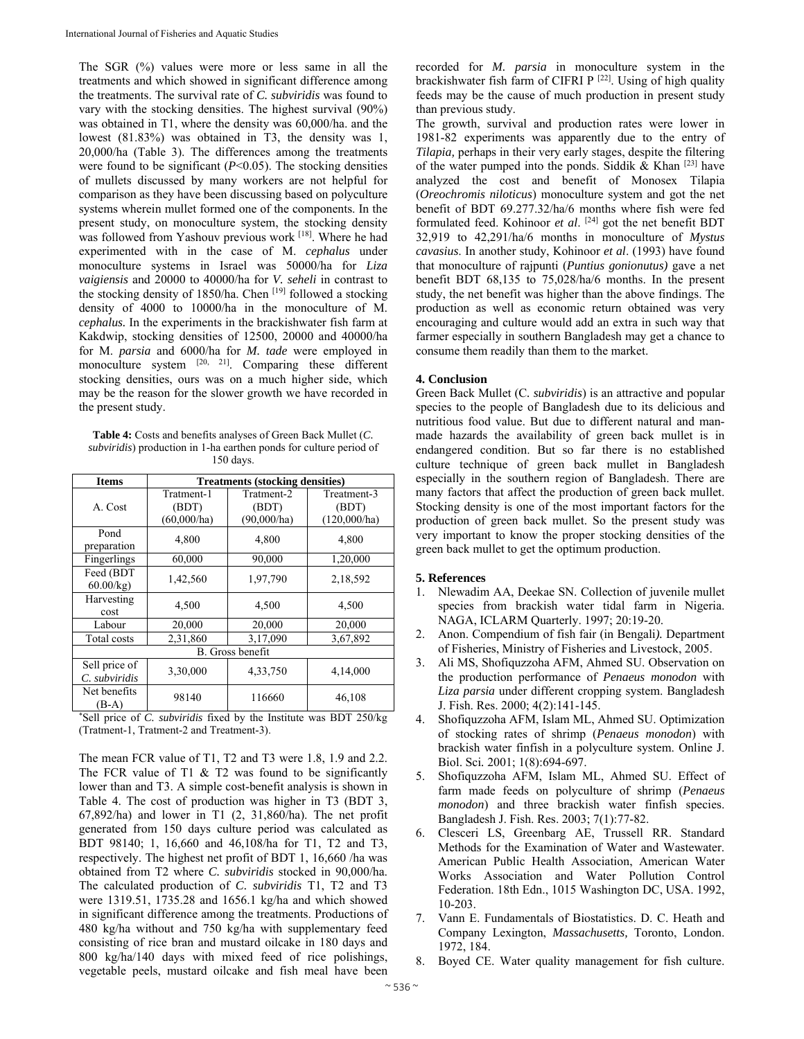The SGR (%) values were more or less same in all the treatments and which showed in significant difference among the treatments. The survival rate of *C. subviridis* was found to vary with the stocking densities. The highest survival (90%) was obtained in T1, where the density was 60,000/ha. and the lowest (81.83%) was obtained in T3, the density was 1, 20,000/ha (Table 3). The differences among the treatments were found to be significant ($P<0.05$). The stocking densities of mullets discussed by many workers are not helpful for comparison as they have been discussing based on polyculture systems wherein mullet formed one of the components. In the present study, on monoculture system, the stocking density was followed from Yashouv previous work [18]. Where he had experimented with in the case of M. *cephalus* under monoculture systems in Israel was 50000/ha for *Liza vaigiensis* and 20000 to 40000/ha for *V. seheli* in contrast to the stocking density of 1850/ha. Chen [19] followed a stocking density of 4000 to 10000/ha in the monoculture of M. *cephalus*. In the experiments in the brackishwater fish farm at Kakdwip, stocking densities of 12500, 20000 and 40000/ha for M. *parsia* and 6000/ha for *M. tade* were employed in monoculture system [20, 21]. Comparing these different stocking densities, ours was on a much higher side, which may be the reason for the slower growth we have recorded in the present study.

**Table 4:** Costs and benefits analyses of Green Back Mullet (*C. subviridis*) production in 1-ha earthen ponds for culture period of 150 days.

| Items | Treatments (stocking densities) | | |
|---|---|---|---|
| A. Cost | Tratment-1 (BDT) (60,000/ha) | Tratment-2 (BDT) (90,000/ha) | Treatment-3 (BDT) (120,000/ha) |
| Pond preparation | 4,800 | 4,800 | 4,800 |
| Fingerlings | 60,000 | 90,000 | 1,20,000 |
| Feed (BDT 60.00/kg) | 1,42,560 | 1,97,790 | 2,18,592 |
| Harvesting cost | 4,500 | 4,500 | 4,500 |
| Labour | 20,000 | 20,000 | 20,000 |
| Total costs | 2,31,860 | 3,17,090 | 3,67,892 |
| B. Gross benefit | | | |
| Sell price of *C. subviridis* | 3,30,000 | 4,33,750 | 4,14,000 |
| Net benefits (B-A) | 98140 | 116660 | 46,108 |

*Sell price of *C. subviridis* fixed by the Institute was BDT 250/kg (Tratment-1, Tratment-2 and Treatment-3).

The mean FCR value of T1, T2 and T3 were 1.8, 1.9 and 2.2. The FCR value of T1 & T2 was found to be significantly lower than and T3. A simple cost-benefit analysis is shown in Table 4. The cost of production was higher in T3 (BDT 3, 67,892/ha) and lower in T1 (2, 31,860/ha). The net profit generated from 150 days culture period was calculated as BDT 98140; 1, 16,660 and 46,108/ha for T1, T2 and T3, respectively. The highest net profit of BDT 1, 16,660 /ha was obtained from T2 where *C. subviridis* stocked in 90,000/ha. The calculated production of *C. subviridis* T1, T2 and T3 were 1319.51, 1735.28 and 1656.1 kg/ha and which showed in significant difference among the treatments. Productions of 480 kg/ha without and 750 kg/ha with supplementary feed consisting of rice bran and mustard oilcake in 180 days and 800 kg/ha/140 days with mixed feed of rice polishings, vegetable peels, mustard oilcake and fish meal have been recorded for *M. parsia* in monoculture system in the brackishwater fish farm of CIFRI P [22]. Using of high quality feeds may be the cause of much production in present study than previous study.

The growth, survival and production rates were lower in 1981-82 experiments was apparently due to the entry of *Tilapia,* perhaps in their very early stages, despite the filtering of the water pumped into the ponds. Siddik & Khan [23] have analyzed the cost and benefit of Monosex Tilapia (*Oreochromis niloticus*) monoculture system and got the net benefit of BDT 69.277.32/ha/6 months where fish were fed formulated feed. Kohinoor *et al*. [24] got the net benefit BDT 32,919 to 42,291/ha/6 months in monoculture of *Mystus cavasius*. In another study, Kohinoor *et al*. (1993) have found that monoculture of rajpunti (*Puntius gonionutus)* gave a net benefit BDT 68,135 to 75,028/ha/6 months. In the present study, the net benefit was higher than the above findings. The production as well as economic return obtained was very encouraging and culture would add an extra in such way that farmer especially in southern Bangladesh may get a chance to consume them readily than them to the market.

## 4. Conclusion

Green Back Mullet (C. *subviridis*) is an attractive and popular species to the people of Bangladesh due to its delicious and nutritious food value. But due to different natural and man-made hazards the availability of green back mullet is in endangered condition. But so far there is no established culture technique of green back mullet in Bangladesh especially in the southern region of Bangladesh. There are many factors that affect the production of green back mullet. Stocking density is one of the most important factors for the production of green back mullet. So the present study was very important to know the proper stocking densities of the green back mullet to get the optimum production.

## 5. References

1. Nlewadim AA, Deekae SN. Collection of juvenile mullet species from brackish water tidal farm in Nigeria. NAGA, ICLARM Quarterly. 1997; 20:19-20.
2. Anon. Compendium of fish fair (in Bengali*).* Department of Fisheries, Ministry of Fisheries and Livestock, 2005.
3. Ali MS, Shofiquzzoha AFM, Ahmed SU. Observation on the production performance of *Penaeus monodon* with *Liza parsia* under different cropping system. Bangladesh J. Fish. Res. 2000; 4(2):141-145.
4. Shofiquzzoha AFM, Islam ML, Ahmed SU. Optimization of stocking rates of shrimp (*Penaeus monodon*) with brackish water finfish in a polyculture system. Online J. Biol. Sci. 2001; 1(8):694-697.
5. Shofiquzzoha AFM, Islam ML, Ahmed SU. Effect of farm made feeds on polyculture of shrimp (*Penaeus monodon*) and three brackish water finfish species. Bangladesh J. Fish. Res. 2003; 7(1):77-82.
6. Clesceri LS, Greenbarg AE, Trussell RR. Standard Methods for the Examination of Water and Wastewater. American Public Health Association, American Water Works Association and Water Pollution Control Federation. 18th Edn., 1015 Washington DC, USA. 1992, 10-203.
7. Vann E. Fundamentals of Biostatistics. D. C. Heath and Company Lexington, *Massachusetts,* Toronto, London. 1972, 184.
8. Boyed CE. Water quality management for fish culture.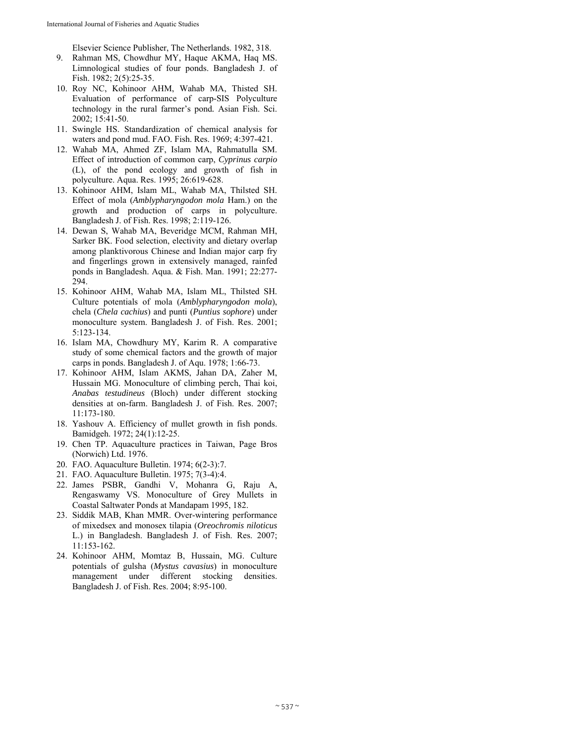Elsevier Science Publisher, The Netherlands. 1982, 318.

9. Rahman MS, Chowdhur MY, Haque AKMA, Haq MS. Limnological studies of four ponds. Bangladesh J. of Fish. 1982; 2(5):25-35.
10. Roy NC, Kohinoor AHM, Wahab MA, Thisted SH. Evaluation of performance of carp-SIS Polyculture technology in the rural farmer's pond. Asian Fish. Sci. 2002; 15:41-50.
11. Swingle HS. Standardization of chemical analysis for waters and pond mud. FAO. Fish. Res. 1969; 4:397-421.
12. Wahab MA, Ahmed ZF, Islam MA, Rahmatulla SM. Effect of introduction of common carp, *Cyprinus carpio* (L), of the pond ecology and growth of fish in polyculture. Aqua. Res. 1995; 26:619-628.
13. Kohinoor AHM, Islam ML, Wahab MA, Thilsted SH. Effect of mola (*Amblypharyngodon mola* Ham.) on the growth and production of carps in polyculture. Bangladesh J. of Fish. Res. 1998; 2:119-126.
14. Dewan S, Wahab MA, Beveridge MCM, Rahman MH, Sarker BK. Food selection, electivity and dietary overlap among planktivorous Chinese and Indian major carp fry and fingerlings grown in extensively managed, rainfed ponds in Bangladesh. Aqua. & Fish. Man. 1991; 22:277-294.
15. Kohinoor AHM, Wahab MA, Islam ML, Thilsted SH. Culture potentials of mola (*Amblypharyngodon mola*), chela (*Chela cachius*) and punti (*Puntius sophore*) under monoculture system. Bangladesh J. of Fish. Res. 2001; 5:123-134.
16. Islam MA, Chowdhury MY, Karim R. A comparative study of some chemical factors and the growth of major carps in ponds. Bangladesh J. of Aqu. 1978; 1:66-73.
17. Kohinoor AHM, Islam AKMS, Jahan DA, Zaher M, Hussain MG. Monoculture of climbing perch, Thai koi, *Anabas testudineus* (Bloch) under different stocking densities at on-farm. Bangladesh J. of Fish. Res. 2007; 11:173-180.
18. Yashouv A. Efficiency of mullet growth in fish ponds. Bamidgeh. 1972; 24(1):12-25.
19. Chen TP. Aquaculture practices in Taiwan, Page Bros (Norwich) Ltd. 1976.
20. FAO. Aquaculture Bulletin. 1974; 6(2-3):7.
21. FAO. Aquaculture Bulletin. 1975; 7(3-4):4.
22. James PSBR, Gandhi V, Mohanra G, Raju A, Rengaswamy VS. Monoculture of Grey Mullets in Coastal Saltwater Ponds at Mandapam 1995, 182.
23. Siddik MAB, Khan MMR. Over-wintering performance of mixedsex and monosex tilapia (*Oreochromis niloticus* L.) in Bangladesh. Bangladesh J. of Fish. Res. 2007; 11:153-162.
24. Kohinoor AHM, Momtaz B, Hussain, MG. Culture potentials of gulsha (*Mystus cavasius*) in monoculture management under different stocking densities. Bangladesh J. of Fish. Res. 2004; 8:95-100.